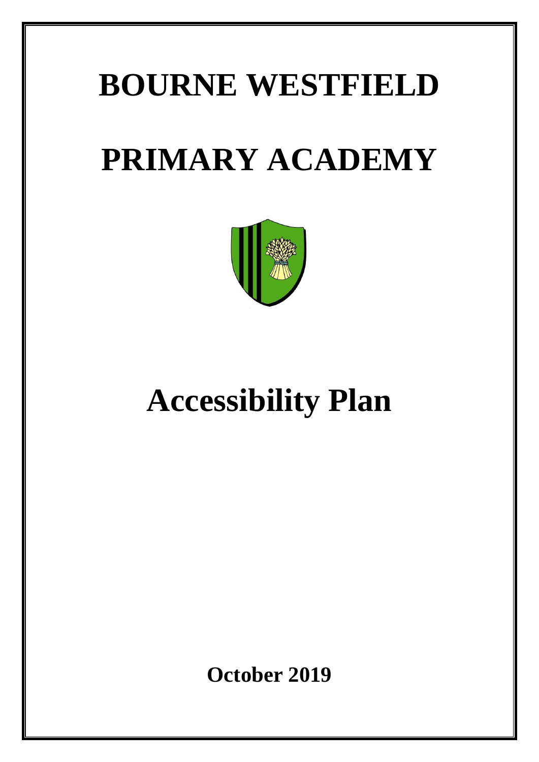# BOURNE WESTFIELD

# PRIMARY ACADEMY

# Accessibility Plan

**October 2019**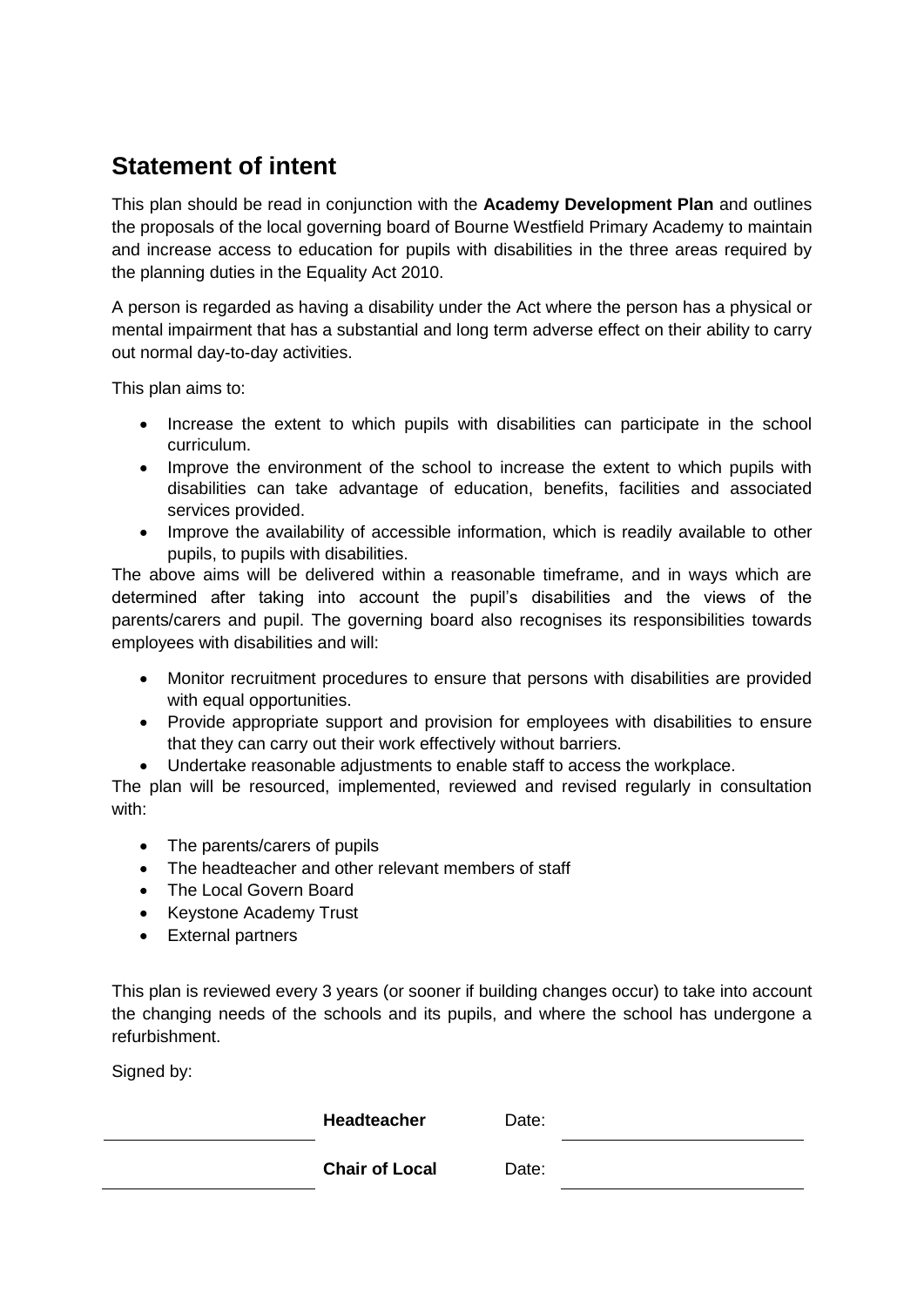## Statement of intent

This plan should be read in conjunction with the **Academy Development Plan** and outlines the proposals of the local governing board of Bourne Westfield Primary Academy to maintain and increase access to education for pupils with disabilities in the three areas required by the planning duties in the Equality Act 2010.

A person is regarded as having a disability under the Act where the person has a physical or mental impairment that has a substantial and long term adverse effect on their ability to carry out normal day-to-day activities.

This plan aims to:

- Increase the extent to which pupils with disabilities can participate in the school curriculum.
- Improve the environment of the school to increase the extent to which pupils with disabilities can take advantage of education, benefits, facilities and associated services provided.
- Improve the availability of accessible information, which is readily available to other pupils, to pupils with disabilities.

The above aims will be delivered within a reasonable timeframe, and in ways which are determined after taking into account the pupil's disabilities and the views of the parents/carers and pupil. The governing board also recognises its responsibilities towards employees with disabilities and will:

- Monitor recruitment procedures to ensure that persons with disabilities are provided with equal opportunities.
- Provide appropriate support and provision for employees with disabilities to ensure that they can carry out their work effectively without barriers.
- Undertake reasonable adjustments to enable staff to access the workplace.

The plan will be resourced, implemented, reviewed and revised regularly in consultation with:

- The parents/carers of pupils
- The headteacher and other relevant members of staff
- The Local Govern Board
- Keystone Academy Trust
- External partners

This plan is reviewed every 3 years (or sooner if building changes occur) to take into account the changing needs of the schools and its pupils, and where the school has undergone a refurbishment.

Signed by:

| | | | |
|---|---|---|---|
| ______________________ | **Headteacher** | Date: | ______________________ |
| ______________________ | **Chair of Local** | Date: | ______________________ |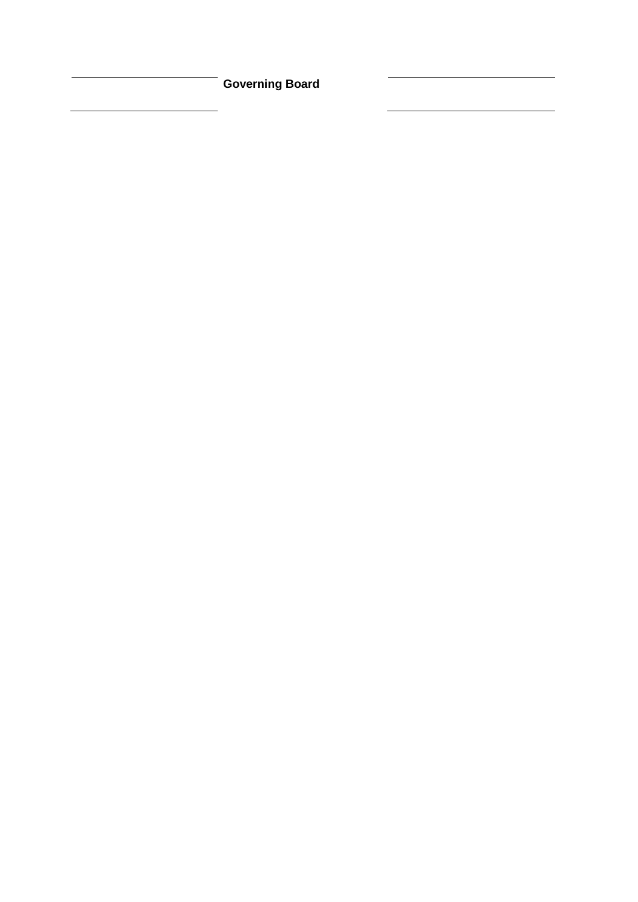**Governing Board**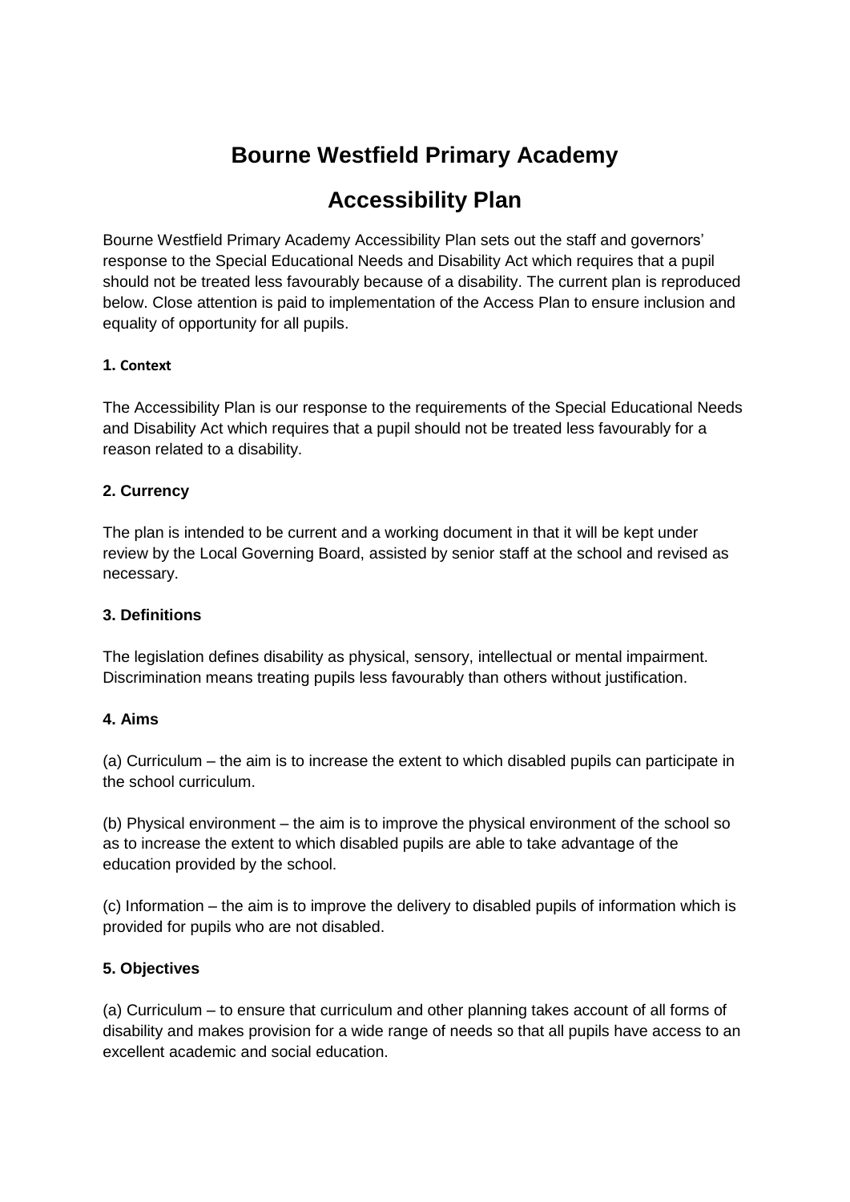# Bourne Westfield Primary Academy

## Accessibility Plan

Bourne Westfield Primary Academy Accessibility Plan sets out the staff and governors' response to the Special Educational Needs and Disability Act which requires that a pupil should not be treated less favourably because of a disability. The current plan is reproduced below. Close attention is paid to implementation of the Access Plan to ensure inclusion and equality of opportunity for all pupils.

**1. Context**

The Accessibility Plan is our response to the requirements of the Special Educational Needs and Disability Act which requires that a pupil should not be treated less favourably for a reason related to a disability.

**2. Currency**

The plan is intended to be current and a working document in that it will be kept under review by the Local Governing Board, assisted by senior staff at the school and revised as necessary.

**3. Definitions**

The legislation defines disability as physical, sensory, intellectual or mental impairment. Discrimination means treating pupils less favourably than others without justification.

**4. Aims**

(a) Curriculum – the aim is to increase the extent to which disabled pupils can participate in the school curriculum.

(b) Physical environment – the aim is to improve the physical environment of the school so as to increase the extent to which disabled pupils are able to take advantage of the education provided by the school.

(c) Information – the aim is to improve the delivery to disabled pupils of information which is provided for pupils who are not disabled.

**5. Objectives**

(a) Curriculum – to ensure that curriculum and other planning takes account of all forms of disability and makes provision for a wide range of needs so that all pupils have access to an excellent academic and social education.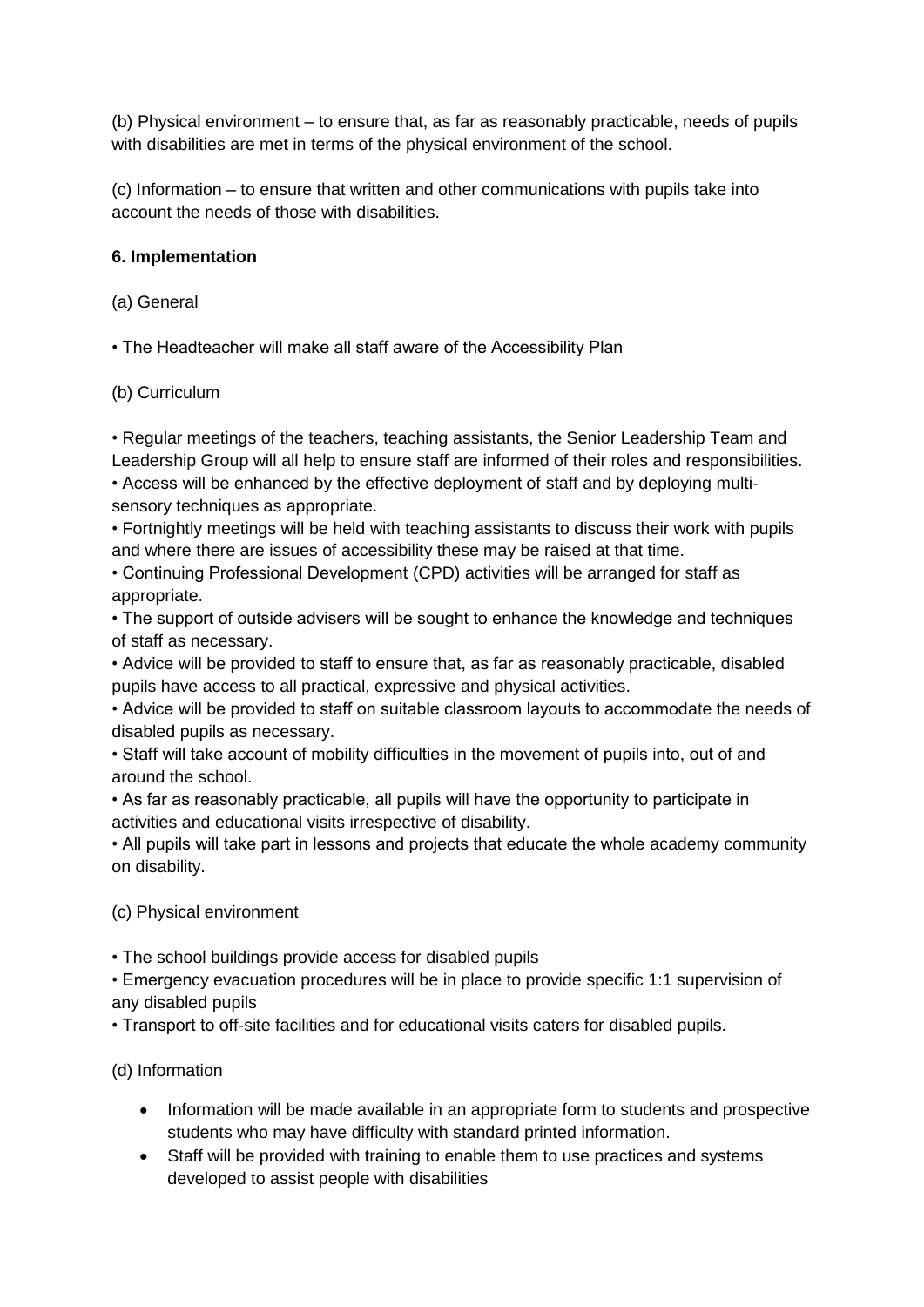(b) Physical environment – to ensure that, as far as reasonably practicable, needs of pupils with disabilities are met in terms of the physical environment of the school.

(c) Information – to ensure that written and other communications with pupils take into account the needs of those with disabilities.

**6. Implementation**

(a) General

• The Headteacher will make all staff aware of the Accessibility Plan

(b) Curriculum

• Regular meetings of the teachers, teaching assistants, the Senior Leadership Team and Leadership Group will all help to ensure staff are informed of their roles and responsibilities.
• Access will be enhanced by the effective deployment of staff and by deploying multi-sensory techniques as appropriate.
• Fortnightly meetings will be held with teaching assistants to discuss their work with pupils and where there are issues of accessibility these may be raised at that time.
• Continuing Professional Development (CPD) activities will be arranged for staff as appropriate.
• The support of outside advisers will be sought to enhance the knowledge and techniques of staff as necessary.
• Advice will be provided to staff to ensure that, as far as reasonably practicable, disabled pupils have access to all practical, expressive and physical activities.
• Advice will be provided to staff on suitable classroom layouts to accommodate the needs of disabled pupils as necessary.
• Staff will take account of mobility difficulties in the movement of pupils into, out of and around the school.
• As far as reasonably practicable, all pupils will have the opportunity to participate in activities and educational visits irrespective of disability.
• All pupils will take part in lessons and projects that educate the whole academy community on disability.

(c) Physical environment

• The school buildings provide access for disabled pupils
• Emergency evacuation procedures will be in place to provide specific 1:1 supervision of any disabled pupils
• Transport to off-site facilities and for educational visits caters for disabled pupils.

(d) Information

- Information will be made available in an appropriate form to students and prospective students who may have difficulty with standard printed information.
- Staff will be provided with training to enable them to use practices and systems developed to assist people with disabilities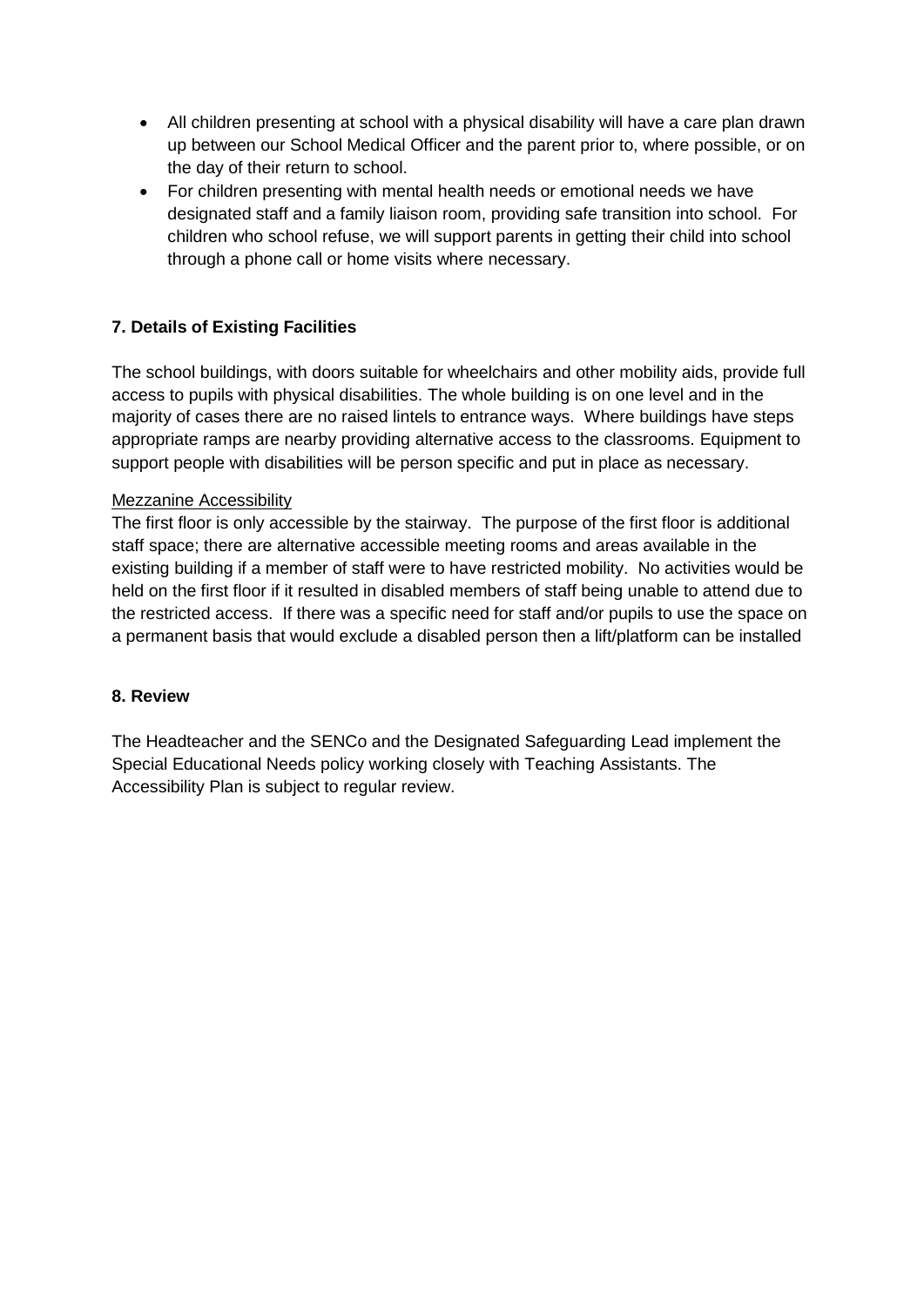- All children presenting at school with a physical disability will have a care plan drawn up between our School Medical Officer and the parent prior to, where possible, or on the day of their return to school.
- For children presenting with mental health needs or emotional needs we have designated staff and a family liaison room, providing safe transition into school. For children who school refuse, we will support parents in getting their child into school through a phone call or home visits where necessary.

### 7. Details of Existing Facilities

The school buildings, with doors suitable for wheelchairs and other mobility aids, provide full access to pupils with physical disabilities. The whole building is on one level and in the majority of cases there are no raised lintels to entrance ways. Where buildings have steps appropriate ramps are nearby providing alternative access to the classrooms. Equipment to support people with disabilities will be person specific and put in place as necessary.

<u>Mezzanine Accessibility</u>

The first floor is only accessible by the stairway. The purpose of the first floor is additional staff space; there are alternative accessible meeting rooms and areas available in the existing building if a member of staff were to have restricted mobility. No activities would be held on the first floor if it resulted in disabled members of staff being unable to attend due to the restricted access. If there was a specific need for staff and/or pupils to use the space on a permanent basis that would exclude a disabled person then a lift/platform can be installed

### 8. Review

The Headteacher and the SENCo and the Designated Safeguarding Lead implement the Special Educational Needs policy working closely with Teaching Assistants. The Accessibility Plan is subject to regular review.